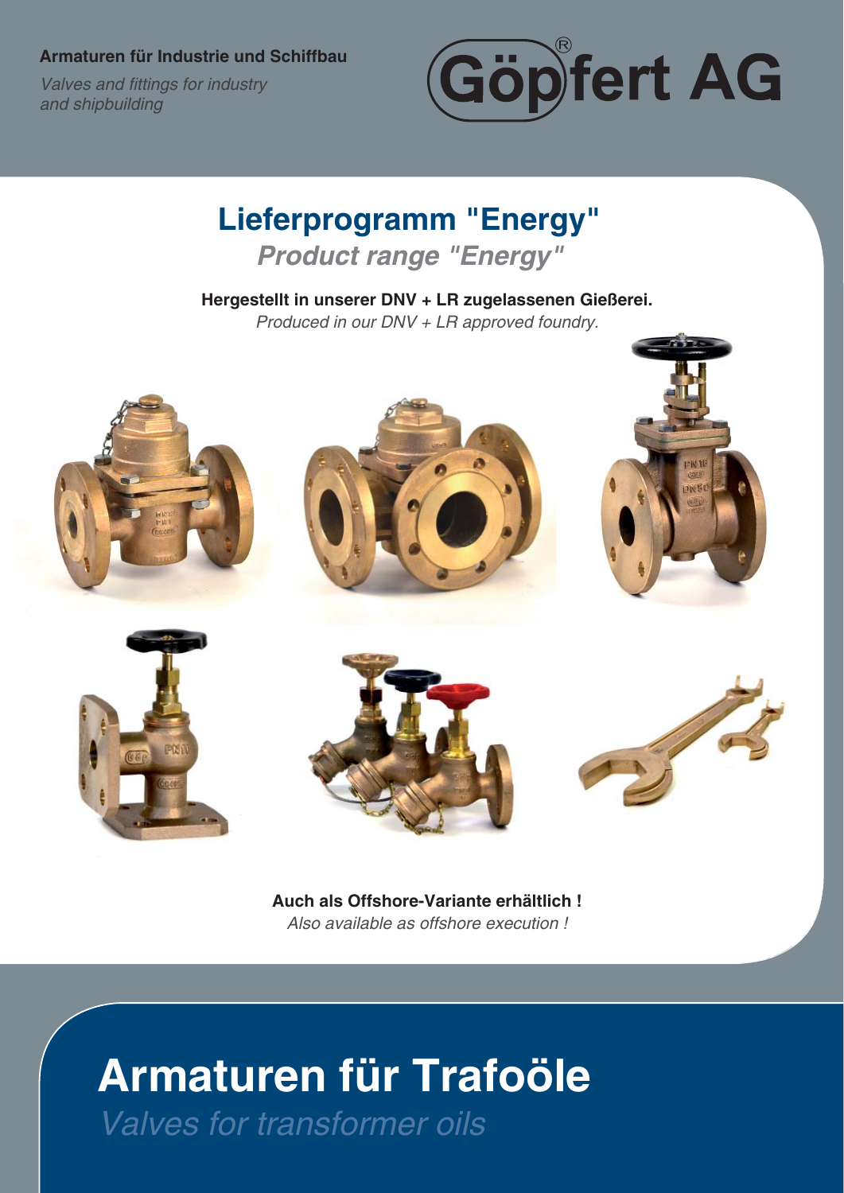**Armaturen für Industrie und Schiffbau**

*Valves and fittings for industry and shipbuilding*

Göpfert AG®

# Lieferprogramm "Energy"

## *Product range "Energy"*

**Hergestellt in unserer DNV + LR zugelassenen Gießerei.**

*Produced in our DNV + LR approved foundry.*

**Auch als Offshore-Variante erhältlich !**

*Also available as offshore execution !*

# Armaturen für Trafoöle

## *Valves for transformer oils*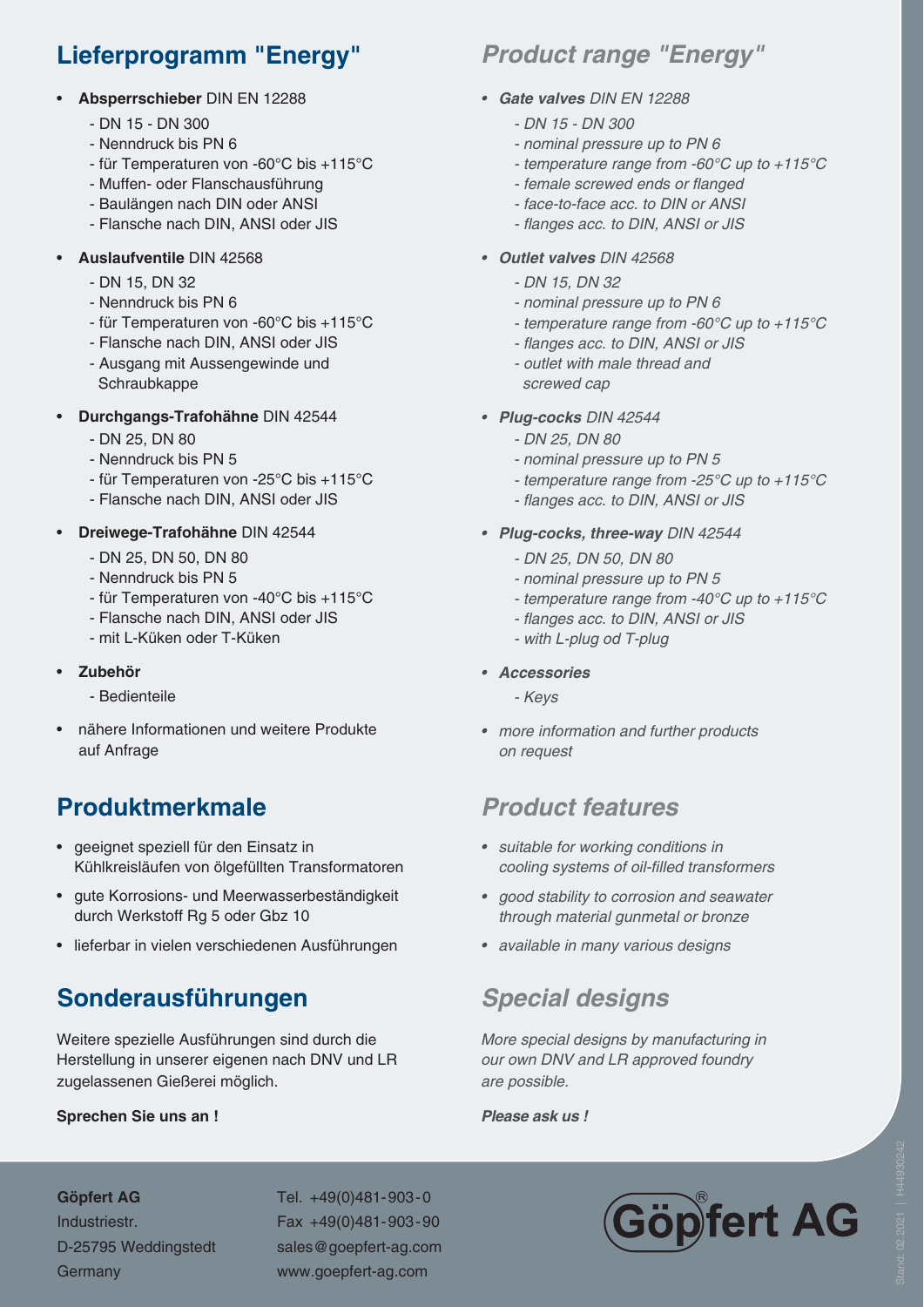## Lieferprogramm "Energy"

- **Absperrschieber** DIN EN 12288
  - DN 15 - DN 300
  - Nenndruck bis PN 6
  - für Temperaturen von -60°C bis +115°C
  - Muffen- oder Flanschausführung
  - Baulängen nach DIN oder ANSI
  - Flansche nach DIN, ANSI oder JIS
- **Auslaufventile** DIN 42568
  - DN 15, DN 32
  - Nenndruck bis PN 6
  - für Temperaturen von -60°C bis +115°C
  - Flansche nach DIN, ANSI oder JIS
  - Ausgang mit Aussengewinde und Schraubkappe
- **Durchgangs-Trafohähne** DIN 42544
  - DN 25, DN 80
  - Nenndruck bis PN 5
  - für Temperaturen von -25°C bis +115°C
  - Flansche nach DIN, ANSI oder JIS
- **Dreiwege-Trafohähne** DIN 42544
  - DN 25, DN 50, DN 80
  - Nenndruck bis PN 5
  - für Temperaturen von -40°C bis +115°C
  - Flansche nach DIN, ANSI oder JIS
  - mit L-Küken oder T-Küken
- **Zubehör**
  - Bedienteile
- nähere Informationen und weitere Produkte auf Anfrage

## Produktmerkmale

- geeignet speziell für den Einsatz in Kühlkreisläufen von ölgefüllten Transformatoren
- gute Korrosions- und Meerwasserbeständigkeit durch Werkstoff Rg 5 oder Gbz 10
- lieferbar in vielen verschiedenen Ausführungen

## Sonderausführungen

Weitere spezielle Ausführungen sind durch die Herstellung in unserer eigenen nach DNV und LR zugelassenen Gießerei möglich.

**Sprechen Sie uns an !**

## *Product range "Energy"*

- ***Gate valves*** *DIN EN 12288*
  - *DN 15 - DN 300*
  - *nominal pressure up to PN 6*
  - *temperature range from -60°C up to +115°C*
  - *female screwed ends or flanged*
  - *face-to-face acc. to DIN or ANSI*
  - *flanges acc. to DIN, ANSI or JIS*
- ***Outlet valves*** *DIN 42568*
  - *DN 15, DN 32*
  - *nominal pressure up to PN 6*
  - *temperature range from -60°C up to +115°C*
  - *flanges acc. to DIN, ANSI or JIS*
  - *outlet with male thread and screwed cap*
- ***Plug-cocks*** *DIN 42544*
  - *DN 25, DN 80*
  - *nominal pressure up to PN 5*
  - *temperature range from -25°C up to +115°C*
  - *flanges acc. to DIN, ANSI or JIS*
- ***Plug-cocks, three-way*** *DIN 42544*
  - *DN 25, DN 50, DN 80*
  - *nominal pressure up to PN 5*
  - *temperature range from -40°C up to +115°C*
  - *flanges acc. to DIN, ANSI or JIS*
  - *with L-plug od T-plug*
- ***Accessories***
  - *Keys*
- *more information and further products on request*

## *Product features*

- *suitable for working conditions in cooling systems of oil-filled transformers*
- *good stability to corrosion and seawater through material gunmetal or bronze*
- *available in many various designs*

## *Special designs*

*More special designs by manufacturing in our own DNV and LR approved foundry are possible.*

***Please ask us !***

**Göpfert AG**
Industriestr.
D-25795 Weddingstedt
Germany

Tel. +49(0)481-903-0
Fax +49(0)481-903-90
sales@goepfert-ag.com
www.goepfert-ag.com

Göpfert AG®

Stand: 02.2021 | H44930242